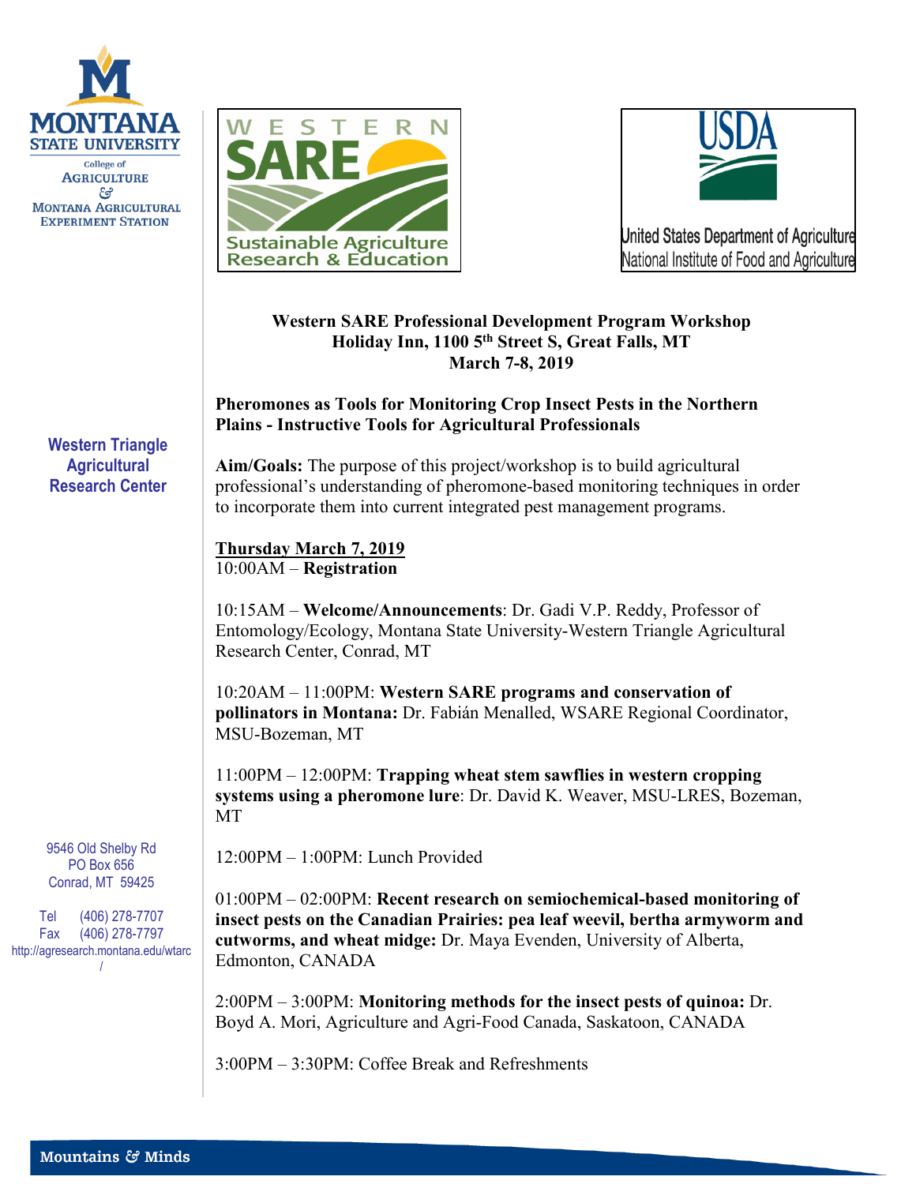MONTANA STATE UNIVERSITY
College of AGRICULTURE & MONTANA AGRICULTURAL EXPERIMENT STATION

WESTERN SARE
Sustainable Agriculture Research & Education

USDA
United States Department of Agriculture
National Institute of Food and Agriculture

**Western Triangle Agricultural Research Center**

9546 Old Shelby Rd
PO Box 656
Conrad, MT 59425

Tel (406) 278-7707
Fax (406) 278-7797
http://agresearch.montana.edu/wtarc/

**Western SARE Professional Development Program Workshop**
**Holiday Inn, 1100 5th Street S, Great Falls, MT**
**March 7-8, 2019**

**Pheromones as Tools for Monitoring Crop Insect Pests in the Northern Plains - Instructive Tools for Agricultural Professionals**

**Aim/Goals:** The purpose of this project/workshop is to build agricultural professional's understanding of pheromone-based monitoring techniques in order to incorporate them into current integrated pest management programs.

**Thursday March 7, 2019**

10:00AM – **Registration**

10:15AM – **Welcome/Announcements**: Dr. Gadi V.P. Reddy, Professor of Entomology/Ecology, Montana State University-Western Triangle Agricultural Research Center, Conrad, MT

10:20AM – 11:00PM: **Western SARE programs and conservation of pollinators in Montana:** Dr. Fabián Menalled, WSARE Regional Coordinator, MSU-Bozeman, MT

11:00PM – 12:00PM: **Trapping wheat stem sawflies in western cropping systems using a pheromone lure**: Dr. David K. Weaver, MSU-LRES, Bozeman, MT

12:00PM – 1:00PM: Lunch Provided

01:00PM – 02:00PM: **Recent research on semiochemical-based monitoring of insect pests on the Canadian Prairies: pea leaf weevil, bertha armyworm and cutworms, and wheat midge:** Dr. Maya Evenden, University of Alberta, Edmonton, CANADA

2:00PM – 3:00PM: **Monitoring methods for the insect pests of quinoa:** Dr. Boyd A. Mori, Agriculture and Agri-Food Canada, Saskatoon, CANADA

3:00PM – 3:30PM: Coffee Break and Refreshments

Mountains & Minds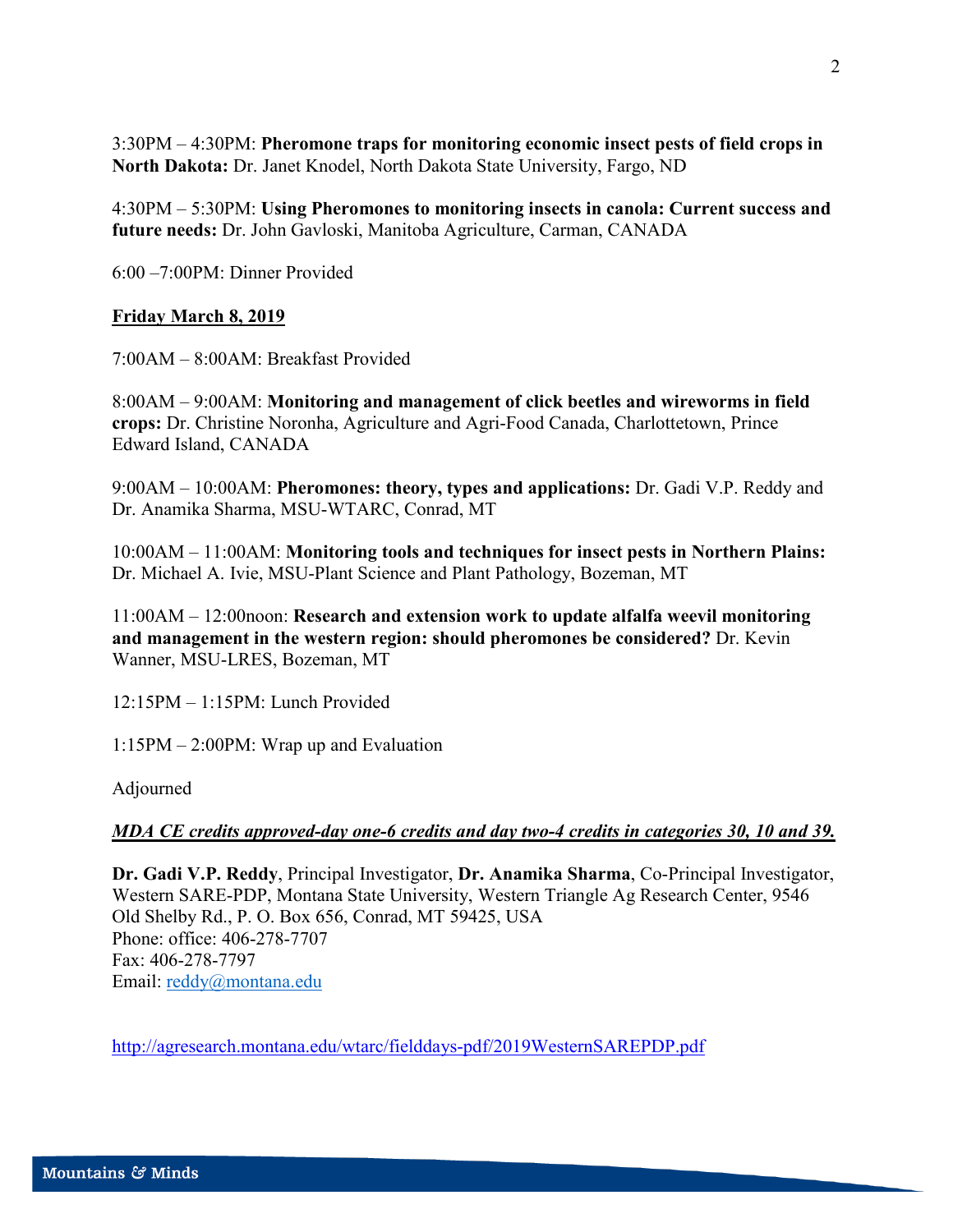3:30PM – 4:30PM: **Pheromone traps for monitoring economic insect pests of field crops in North Dakota:** Dr. Janet Knodel, North Dakota State University, Fargo, ND

4:30PM – 5:30PM: **Using Pheromones to monitoring insects in canola: Current success and future needs:** Dr. John Gavloski, Manitoba Agriculture, Carman, CANADA

6:00 –7:00PM: Dinner Provided

**<u>Friday March 8, 2019</u>**

7:00AM – 8:00AM: Breakfast Provided

8:00AM – 9:00AM: **Monitoring and management of click beetles and wireworms in field crops:** Dr. Christine Noronha, Agriculture and Agri-Food Canada, Charlottetown, Prince Edward Island, CANADA

9:00AM – 10:00AM: **Pheromones: theory, types and applications:** Dr. Gadi V.P. Reddy and Dr. Anamika Sharma, MSU-WTARC, Conrad, MT

10:00AM – 11:00AM: **Monitoring tools and techniques for insect pests in Northern Plains:** Dr. Michael A. Ivie, MSU-Plant Science and Plant Pathology, Bozeman, MT

11:00AM – 12:00noon: **Research and extension work to update alfalfa weevil monitoring and management in the western region: should pheromones be considered?** Dr. Kevin Wanner, MSU-LRES, Bozeman, MT

12:15PM – 1:15PM: Lunch Provided

1:15PM – 2:00PM: Wrap up and Evaluation

Adjourned

***<u>MDA CE credits approved-day one-6 credits and day two-4 credits in categories 30, 10 and 39.</u>***

**Dr. Gadi V.P. Reddy**, Principal Investigator, **Dr. Anamika Sharma**, Co-Principal Investigator, Western SARE-PDP, Montana State University, Western Triangle Ag Research Center, 9546 Old Shelby Rd., P. O. Box 656, Conrad, MT 59425, USA
Phone: office: 406-278-7707
Fax: 406-278-7797
Email: reddy@montana.edu

http://agresearch.montana.edu/wtarc/fielddays-pdf/2019WesternSAREPDP.pdf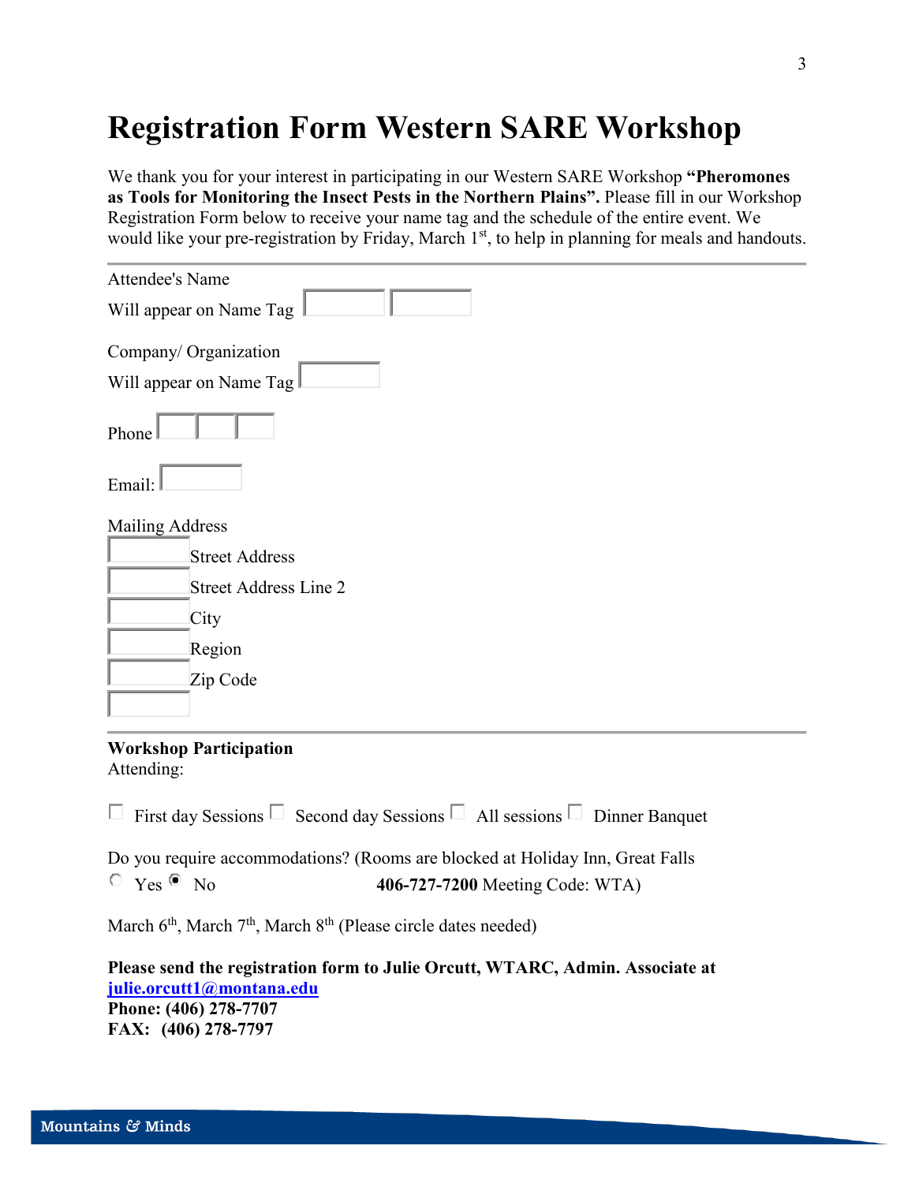# Registration Form Western SARE Workshop

We thank you for your interest in participating in our Western SARE Workshop **"Pheromones as Tools for Monitoring the Insect Pests in the Northern Plains".** Please fill in our Workshop Registration Form below to receive your name tag and the schedule of the entire event. We would like your pre-registration by Friday, March 1st, to help in planning for meals and handouts.

---

Attendee's Name
Will appear on Name Tag

Company/ Organization
Will appear on Name Tag

Phone

Email:

Mailing Address

Street Address

Street Address Line 2

City

Region

Zip Code

---

**Workshop Participation**
Attending:

☐ First day Sessions ☐ Second day Sessions ☐ All sessions ☐ Dinner Banquet

Do you require accommodations? (Rooms are blocked at Holiday Inn, Great Falls **406-727-7200** Meeting Code: WTA)

○ Yes ◉ No

March 6th, March 7th, March 8th (Please circle dates needed)

**Please send the registration form to Julie Orcutt, WTARC, Admin. Associate at [julie.orcutt1@montana.edu](mailto:julie.orcutt1@montana.edu)**
**Phone: (406) 278-7707**
**FAX: (406) 278-7797**

Mountains & Minds